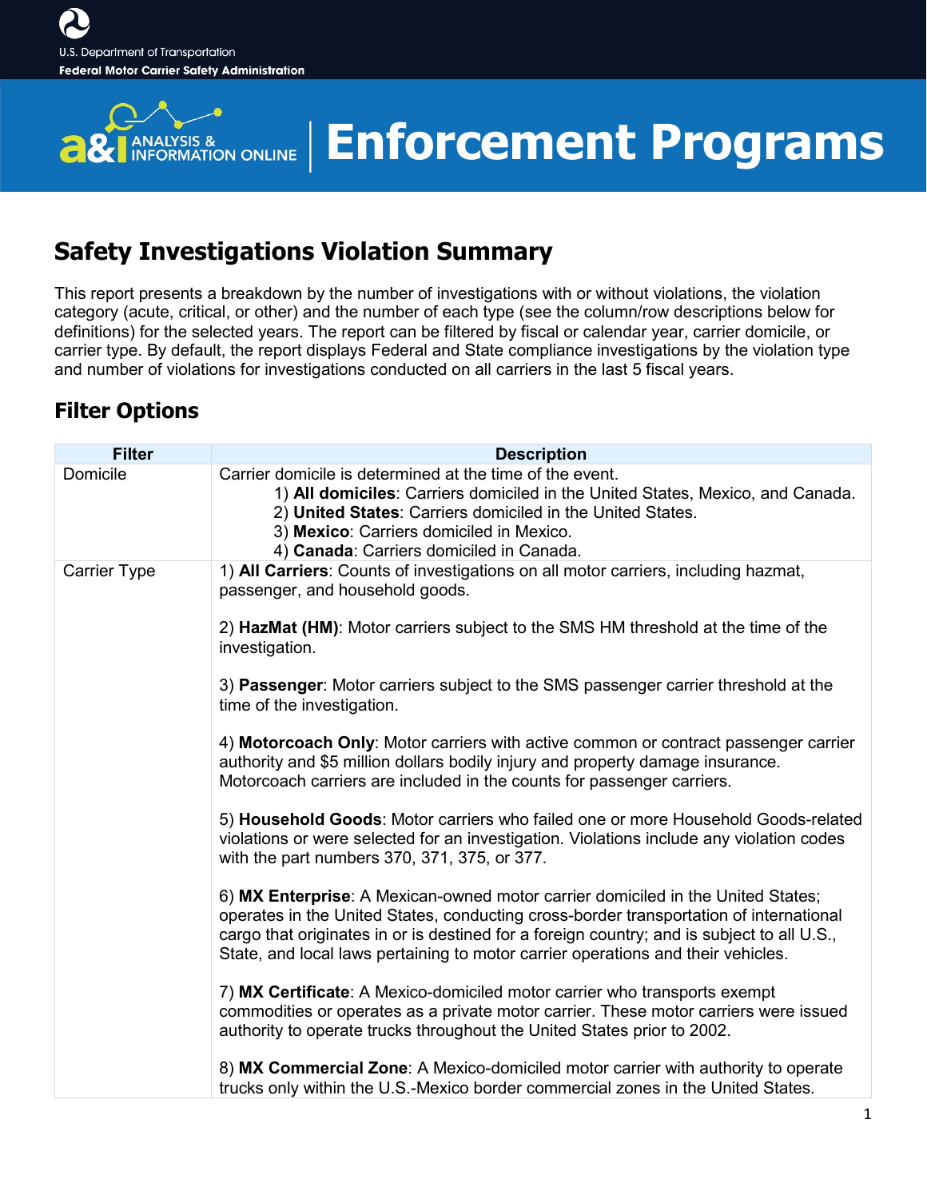U.S. Department of Transportation
**Federal Motor Carrier Safety Administration**

# Enforcement Programs

## Safety Investigations Violation Summary

This report presents a breakdown by the number of investigations with or without violations, the violation category (acute, critical, or other) and the number of each type (see the column/row descriptions below for definitions) for the selected years. The report can be filtered by fiscal or calendar year, carrier domicile, or carrier type. By default, the report displays Federal and State compliance investigations by the violation type and number of violations for investigations conducted on all carriers in the last 5 fiscal years.

## Filter Options

| Filter | Description |
|---|---|
| Domicile | Carrier domicile is determined at the time of the event.<br>1) **All domiciles**: Carriers domiciled in the United States, Mexico, and Canada.<br>2) **United States**: Carriers domiciled in the United States.<br>3) **Mexico**: Carriers domiciled in Mexico.<br>4) **Canada**: Carriers domiciled in Canada. |
| Carrier Type | 1) **All Carriers**: Counts of investigations on all motor carriers, including hazmat, passenger, and household goods.<br><br>2) **HazMat (HM)**: Motor carriers subject to the SMS HM threshold at the time of the investigation.<br><br>3) **Passenger**: Motor carriers subject to the SMS passenger carrier threshold at the time of the investigation.<br><br>4) **Motorcoach Only**: Motor carriers with active common or contract passenger carrier authority and $5 million dollars bodily injury and property damage insurance. Motorcoach carriers are included in the counts for passenger carriers.<br><br>5) **Household Goods**: Motor carriers who failed one or more Household Goods-related violations or were selected for an investigation. Violations include any violation codes with the part numbers 370, 371, 375, or 377.<br><br>6) **MX Enterprise**: A Mexican-owned motor carrier domiciled in the United States; operates in the United States, conducting cross-border transportation of international cargo that originates in or is destined for a foreign country; and is subject to all U.S., State, and local laws pertaining to motor carrier operations and their vehicles.<br><br>7) **MX Certificate**: A Mexico-domiciled motor carrier who transports exempt commodities or operates as a private motor carrier. These motor carriers were issued authority to operate trucks throughout the United States prior to 2002.<br><br>8) **MX Commercial Zone**: A Mexico-domiciled motor carrier with authority to operate trucks only within the U.S.-Mexico border commercial zones in the United States. |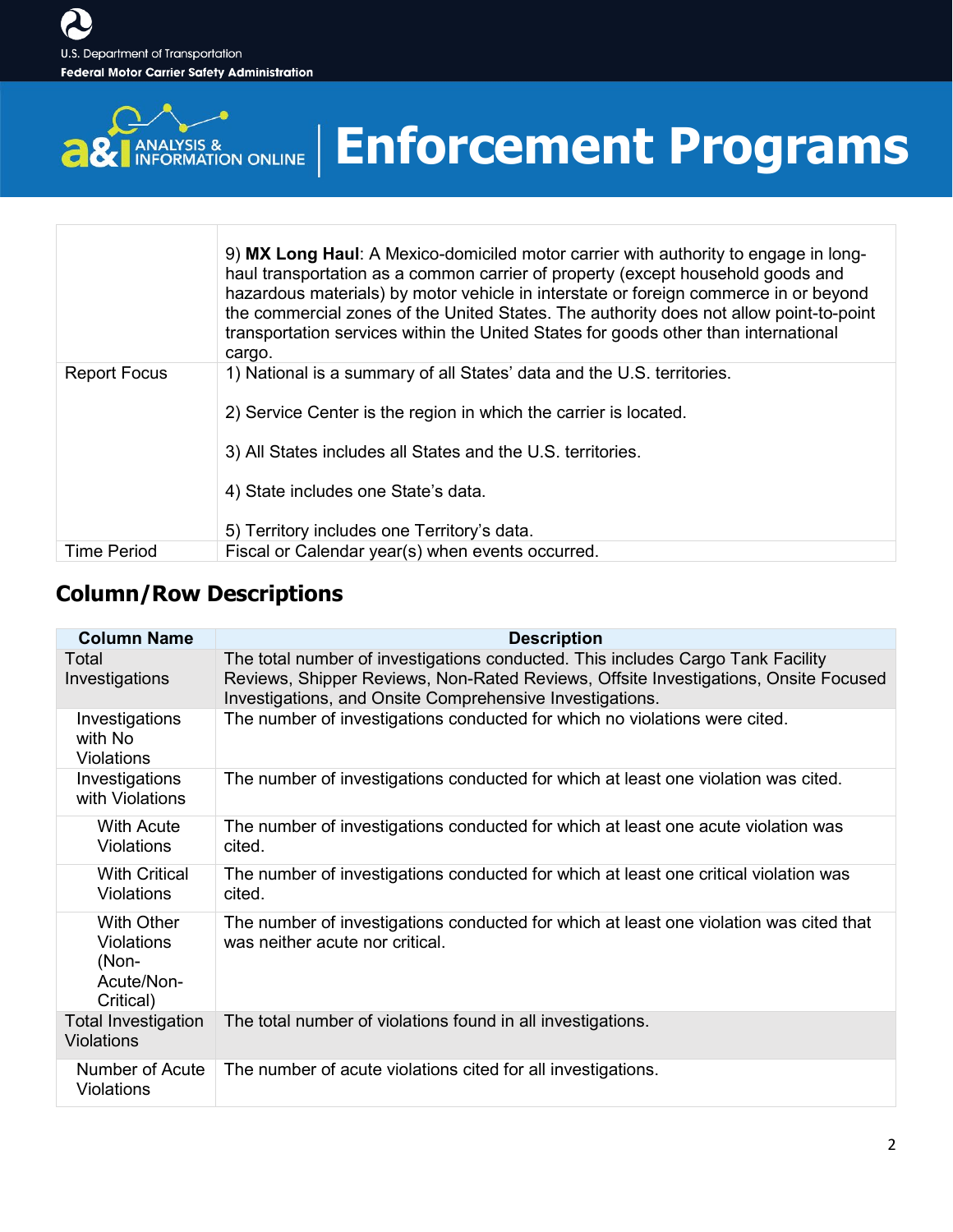| | |
|---|---|
| | 9) **MX Long Haul**: A Mexico-domiciled motor carrier with authority to engage in long-haul transportation as a common carrier of property (except household goods and hazardous materials) by motor vehicle in interstate or foreign commerce in or beyond the commercial zones of the United States. The authority does not allow point-to-point transportation services within the United States for goods other than international cargo. |
| Report Focus | 1) National is a summary of all States' data and the U.S. territories.<br><br>2) Service Center is the region in which the carrier is located.<br><br>3) All States includes all States and the U.S. territories.<br><br>4) State includes one State's data.<br><br>5) Territory includes one Territory's data. |
| Time Period | Fiscal or Calendar year(s) when events occurred. |

## Column/Row Descriptions

| Column Name | Description |
|---|---|
| Total Investigations | The total number of investigations conducted. This includes Cargo Tank Facility Reviews, Shipper Reviews, Non-Rated Reviews, Offsite Investigations, Onsite Focused Investigations, and Onsite Comprehensive Investigations. |
| Investigations with No Violations | The number of investigations conducted for which no violations were cited. |
| Investigations with Violations | The number of investigations conducted for which at least one violation was cited. |
| With Acute Violations | The number of investigations conducted for which at least one acute violation was cited. |
| With Critical Violations | The number of investigations conducted for which at least one critical violation was cited. |
| With Other Violations (Non-Acute/Non-Critical) | The number of investigations conducted for which at least one violation was cited that was neither acute nor critical. |
| Total Investigation Violations | The total number of violations found in all investigations. |
| Number of Acute Violations | The number of acute violations cited for all investigations. |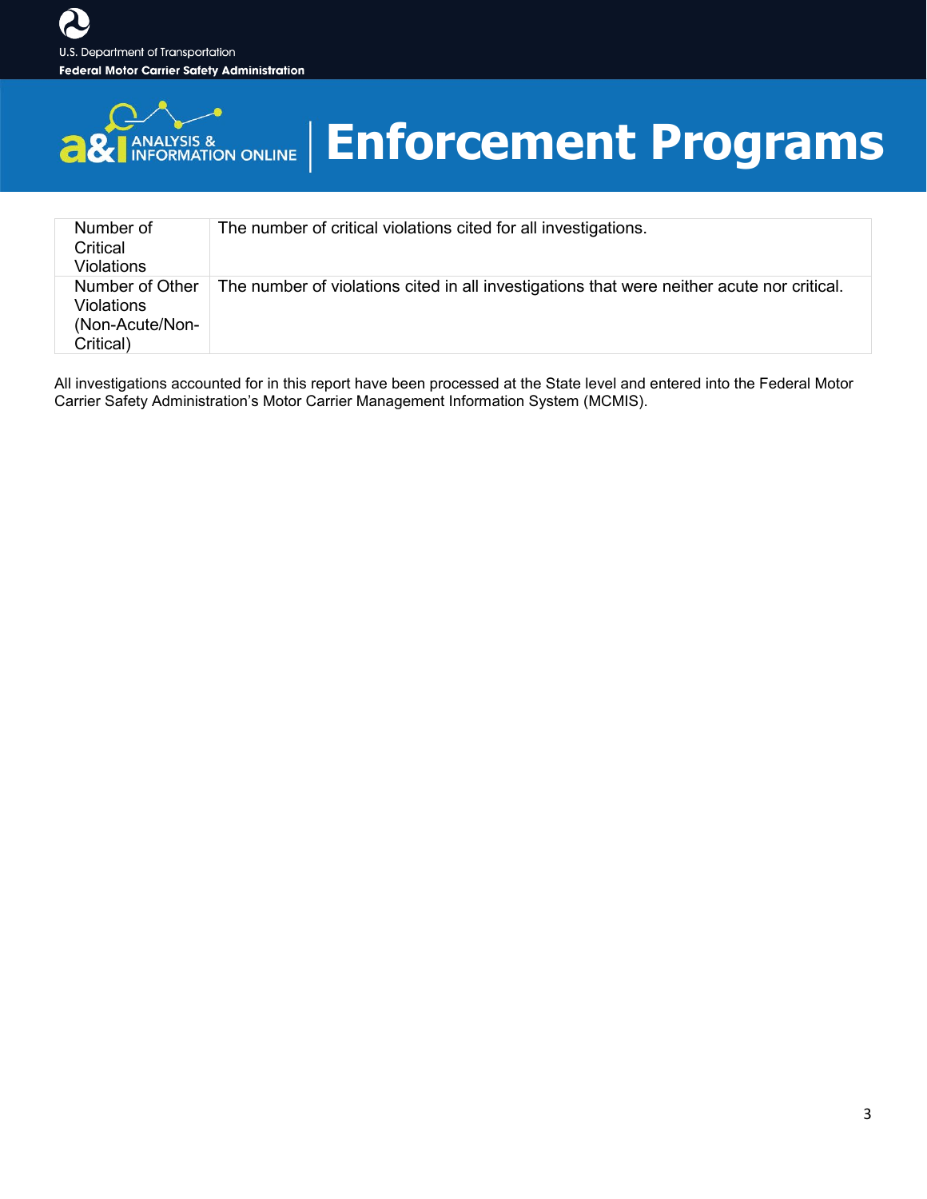| | |
|---|---|
| Number of Critical Violations | The number of critical violations cited for all investigations. |
| Number of Other Violations (Non-Acute/Non-Critical) | The number of violations cited in all investigations that were neither acute nor critical. |

All investigations accounted for in this report have been processed at the State level and entered into the Federal Motor Carrier Safety Administration's Motor Carrier Management Information System (MCMIS).